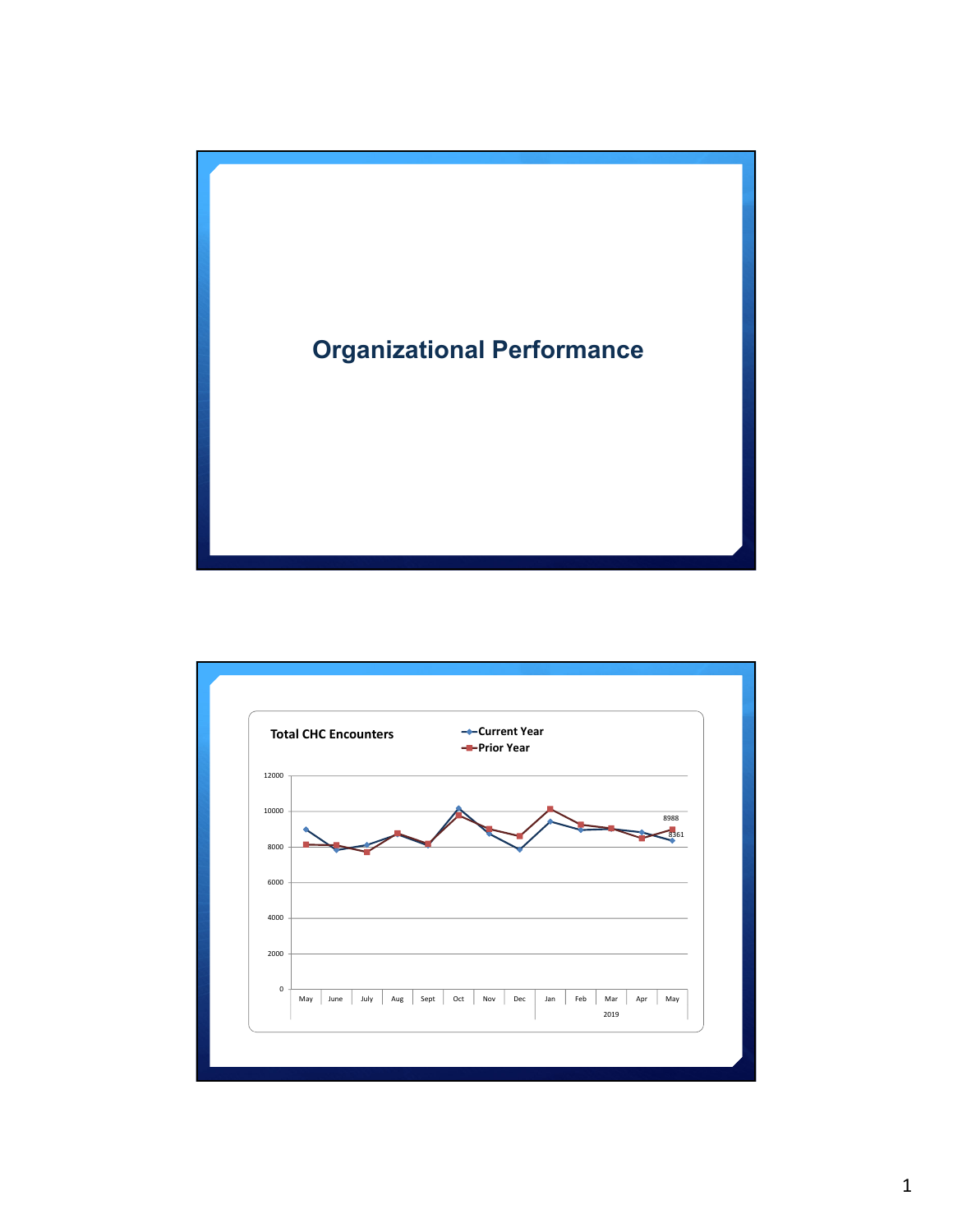# Organizational Performance

**Total CHC Encounters**

- Current Year
- Prior Year

12000

10000

8000

6000

4000

2000

0

May | June | July | Aug | Sept | Oct | Nov | Dec | Jan | Feb | Mar | Apr | May

2019

8988

8361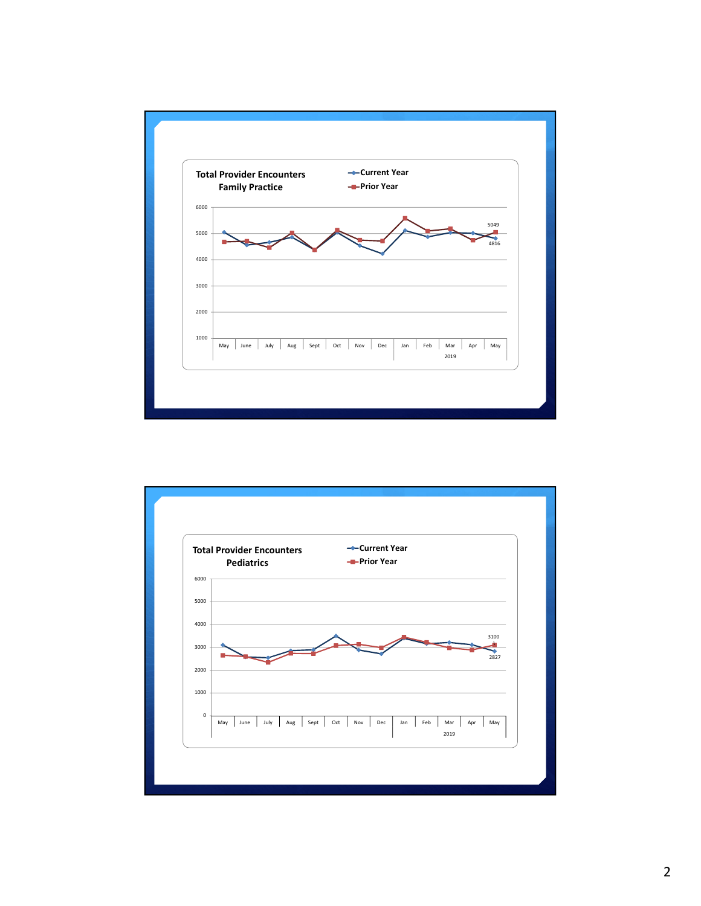**Total Provider Encounters**
**Family Practice**

- Current Year
- Prior Year

6000
5000
4000
3000
2000
1000

May | June | July | Aug | Sept | Oct | Nov | Dec | Jan | Feb | Mar | Apr | May

2019

5049
4816

**Total Provider Encounters**
**Pediatrics**

- Current Year
- Prior Year

6000
5000
4000
3000
2000
1000
0

May | June | July | Aug | Sept | Oct | Nov | Dec | Jan | Feb | Mar | Apr | May

2019

3100
2827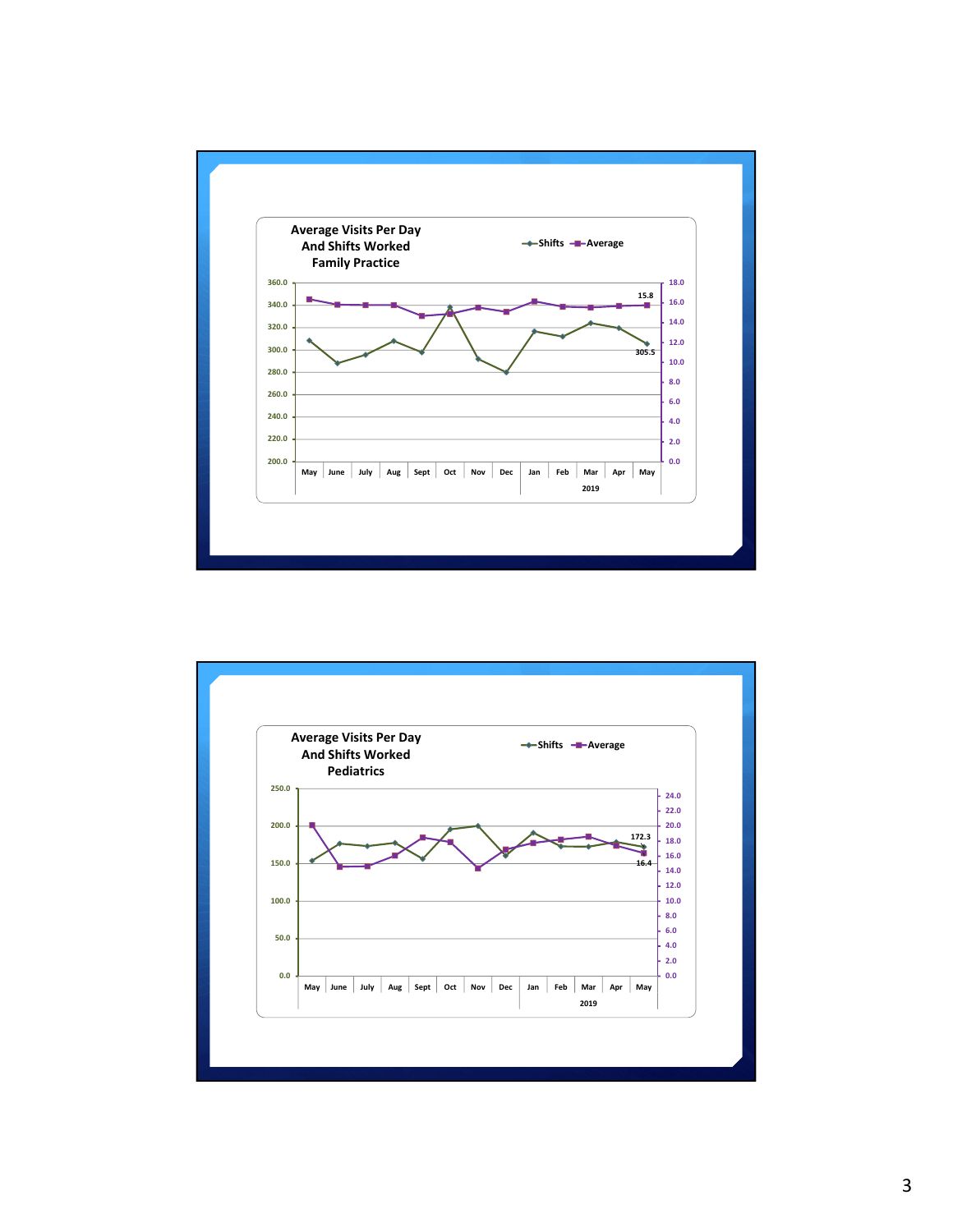## Average Visits Per Day And Shifts Worked Family Practice

Legend: Shifts, Average

Left axis: 200.0, 220.0, 240.0, 260.0, 280.0, 300.0, 320.0, 340.0, 360.0

Right axis: 0.0, 2.0, 4.0, 6.0, 8.0, 10.0, 12.0, 14.0, 16.0, 18.0

Labels: 15.8, 305.5

May, June, July, Aug, Sept, Oct, Nov, Dec, Jan, Feb, Mar, Apr, May

2019

## Average Visits Per Day And Shifts Worked Pediatrics

Legend: Shifts, Average

Left axis: 0.0, 50.0, 100.0, 150.0, 200.0, 250.0

Right axis: 0.0, 2.0, 4.0, 6.0, 8.0, 10.0, 12.0, 14.0, 16.0, 18.0, 20.0, 22.0, 24.0

Labels: 172.3, 16.4

May, June, July, Aug, Sept, Oct, Nov, Dec, Jan, Feb, Mar, Apr, May

2019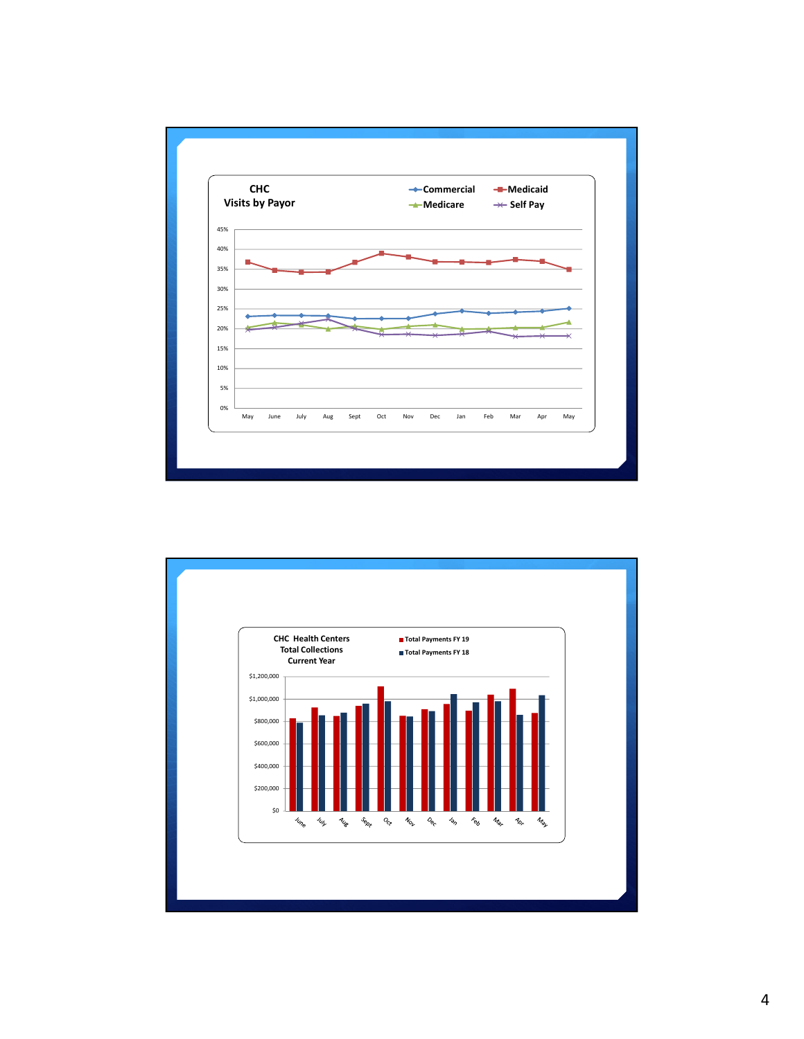## CHC Visits by Payor

Commercial | Medicaid | Medicare | Self Pay

45%
40%
35%
30%
25%
20%
15%
10%
5%
0%

May | June | July | Aug | Sept | Oct | Nov | Dec | Jan | Feb | Mar | Apr | May

## CHC Health Centers Total Collections Current Year

Total Payments FY 19
Total Payments FY 18

$1,200,000
$1,000,000
$800,000
$600,000
$400,000
$200,000
$0

June | July | Aug | Sept | Oct | Nov | Dec | Jan | Feb | Mar | Apr | May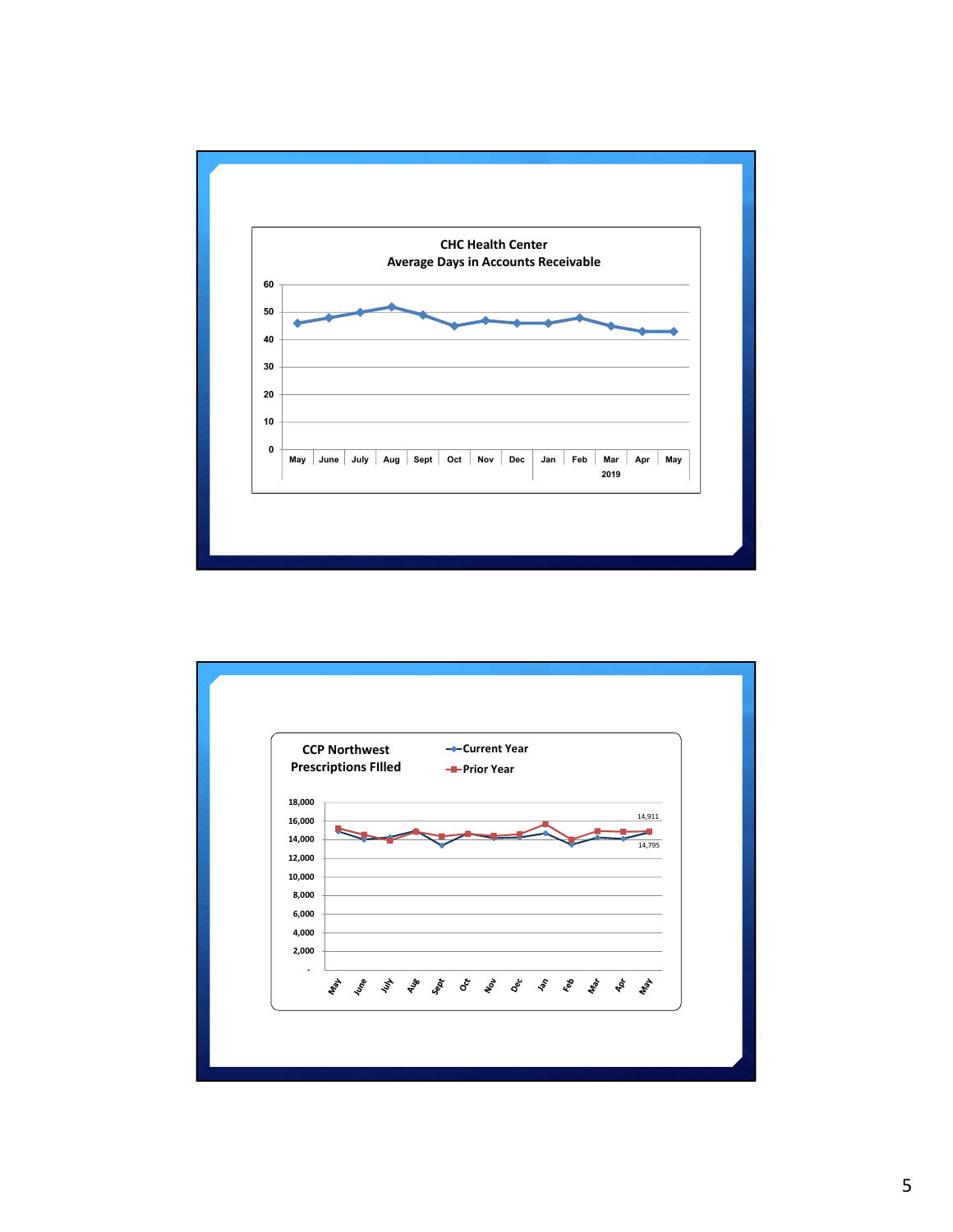**CHC Health Center**
**Average Days in Accounts Receivable**

60
50
40
30
20
10
0

May | June | July | Aug | Sept | Oct | Nov | Dec | Jan | Feb | Mar | Apr | May

2019

**CCP Northwest**
**Prescriptions FIlled**

Current Year
Prior Year

18,000
16,000
14,000
12,000
10,000
8,000
6,000
4,000
2,000
-

14,911
14,795

May | June | July | Aug | Sept | Oct | Nov | Dec | Jan | Feb | Mar | Apr | May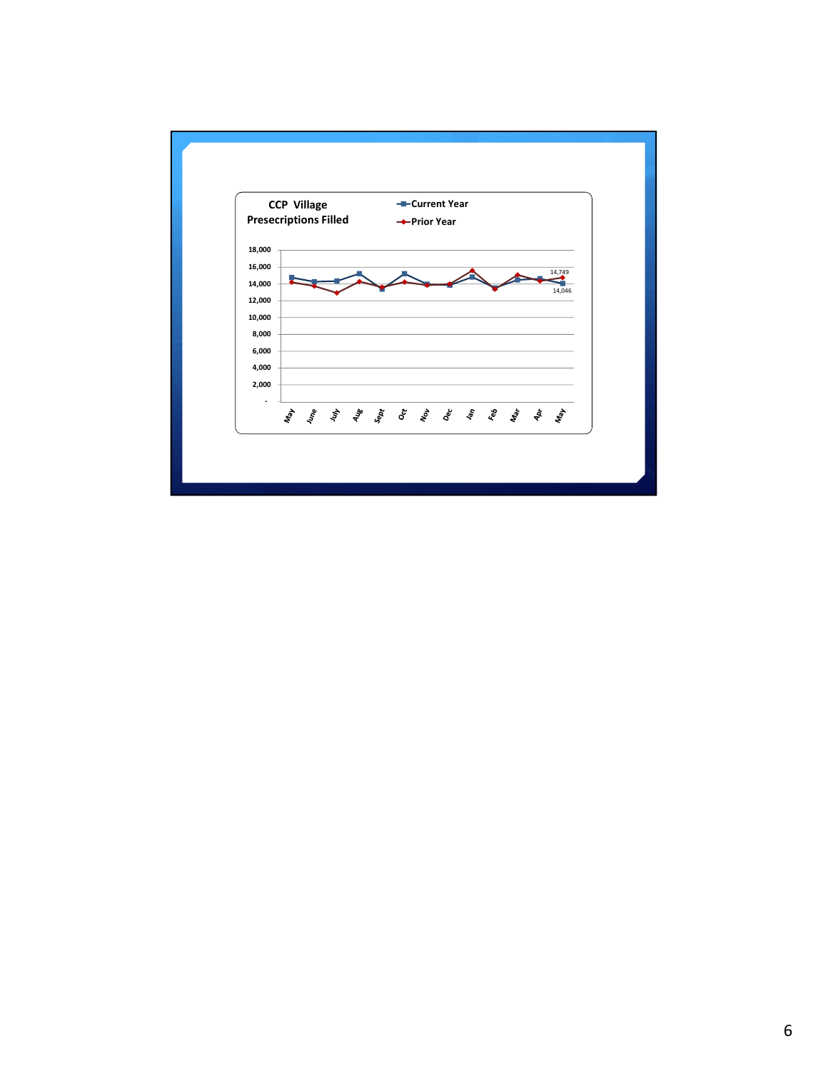CCP Village
Presecriptions Filled

Current Year
Prior Year

18,000
16,000
14,000
12,000
10,000
8,000
6,000
4,000
2,000
-

May
June
July
Aug
Sept
Oct
Nov
Dec
Jan
Feb
Mar
Apr
May

14,749
14,046